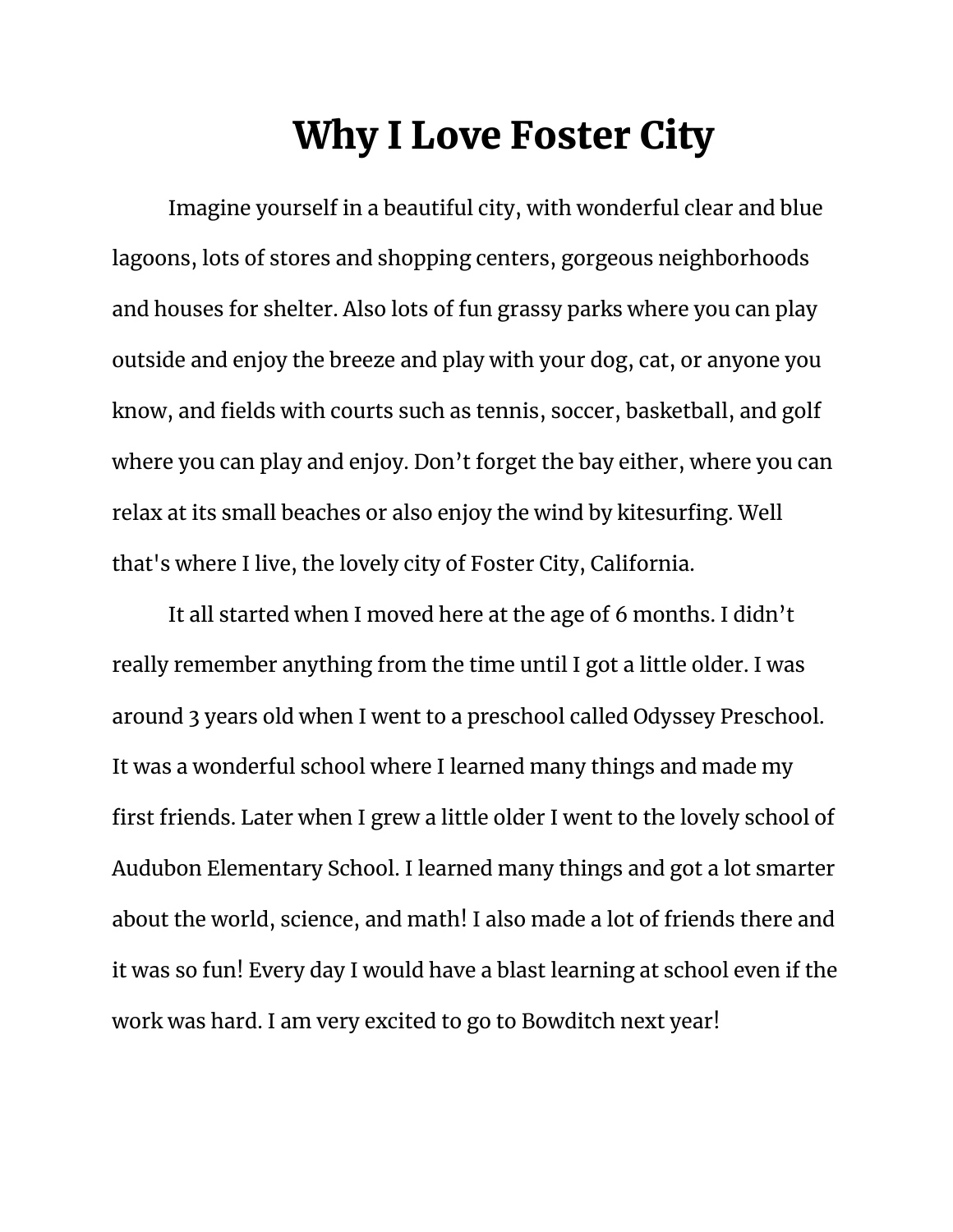# Why I Love Foster City

Imagine yourself in a beautiful city, with wonderful clear and blue lagoons, lots of stores and shopping centers, gorgeous neighborhoods and houses for shelter. Also lots of fun grassy parks where you can play outside and enjoy the breeze and play with your dog, cat, or anyone you know, and fields with courts such as tennis, soccer, basketball, and golf where you can play and enjoy. Don't forget the bay either, where you can relax at its small beaches or also enjoy the wind by kitesurfing. Well that's where I live, the lovely city of Foster City, California.

It all started when I moved here at the age of 6 months. I didn't really remember anything from the time until I got a little older. I was around 3 years old when I went to a preschool called Odyssey Preschool. It was a wonderful school where I learned many things and made my first friends. Later when I grew a little older I went to the lovely school of Audubon Elementary School. I learned many things and got a lot smarter about the world, science, and math! I also made a lot of friends there and it was so fun! Every day I would have a blast learning at school even if the work was hard. I am very excited to go to Bowditch next year!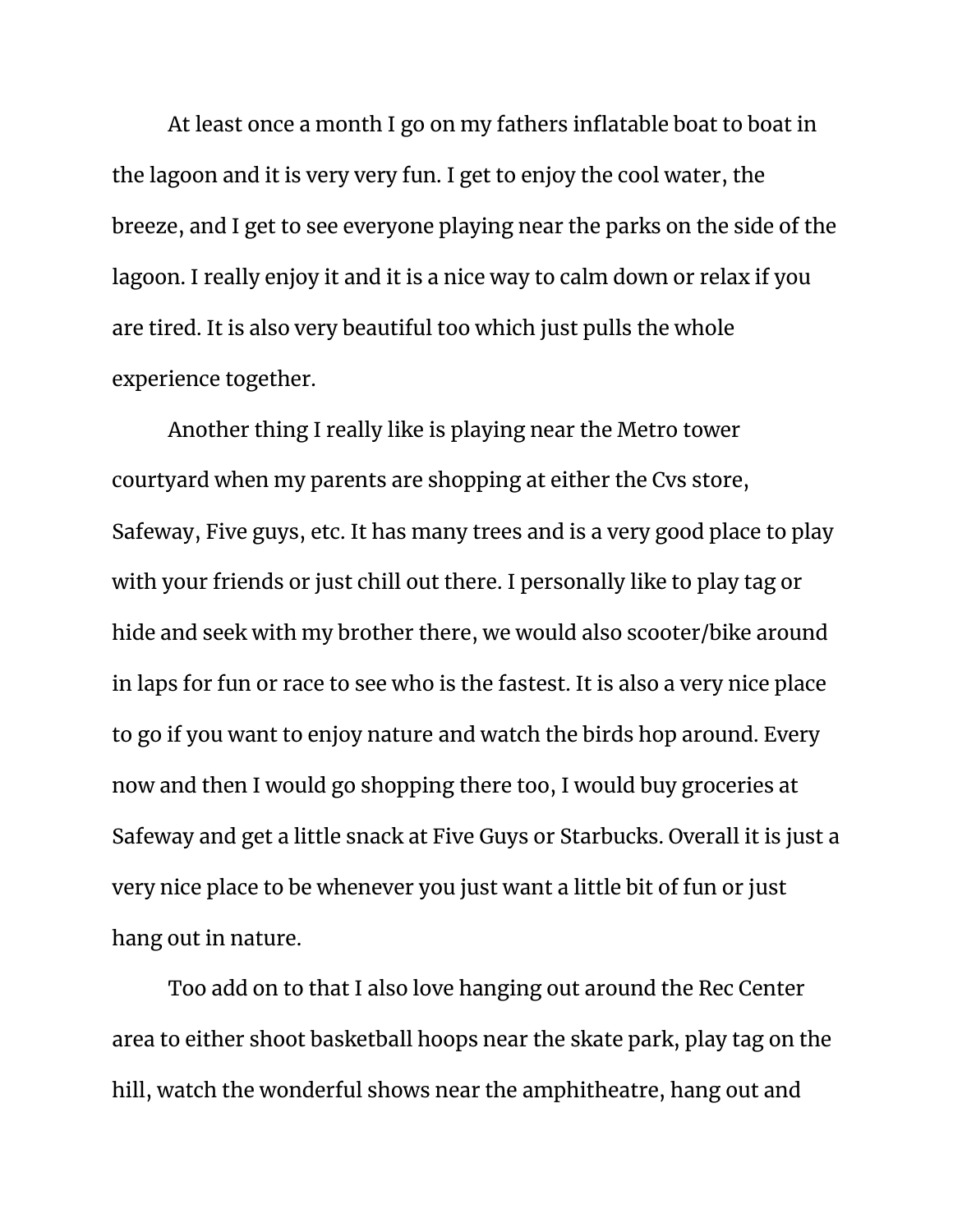At least once a month I go on my fathers inflatable boat to boat in the lagoon and it is very very fun. I get to enjoy the cool water, the breeze, and I get to see everyone playing near the parks on the side of the lagoon. I really enjoy it and it is a nice way to calm down or relax if you are tired. It is also very beautiful too which just pulls the whole experience together.

Another thing I really like is playing near the Metro tower courtyard when my parents are shopping at either the Cvs store, Safeway, Five guys, etc. It has many trees and is a very good place to play with your friends or just chill out there. I personally like to play tag or hide and seek with my brother there, we would also scooter/bike around in laps for fun or race to see who is the fastest. It is also a very nice place to go if you want to enjoy nature and watch the birds hop around. Every now and then I would go shopping there too, I would buy groceries at Safeway and get a little snack at Five Guys or Starbucks. Overall it is just a very nice place to be whenever you just want a little bit of fun or just hang out in nature.

Too add on to that I also love hanging out around the Rec Center area to either shoot basketball hoops near the skate park, play tag on the hill, watch the wonderful shows near the amphitheatre, hang out and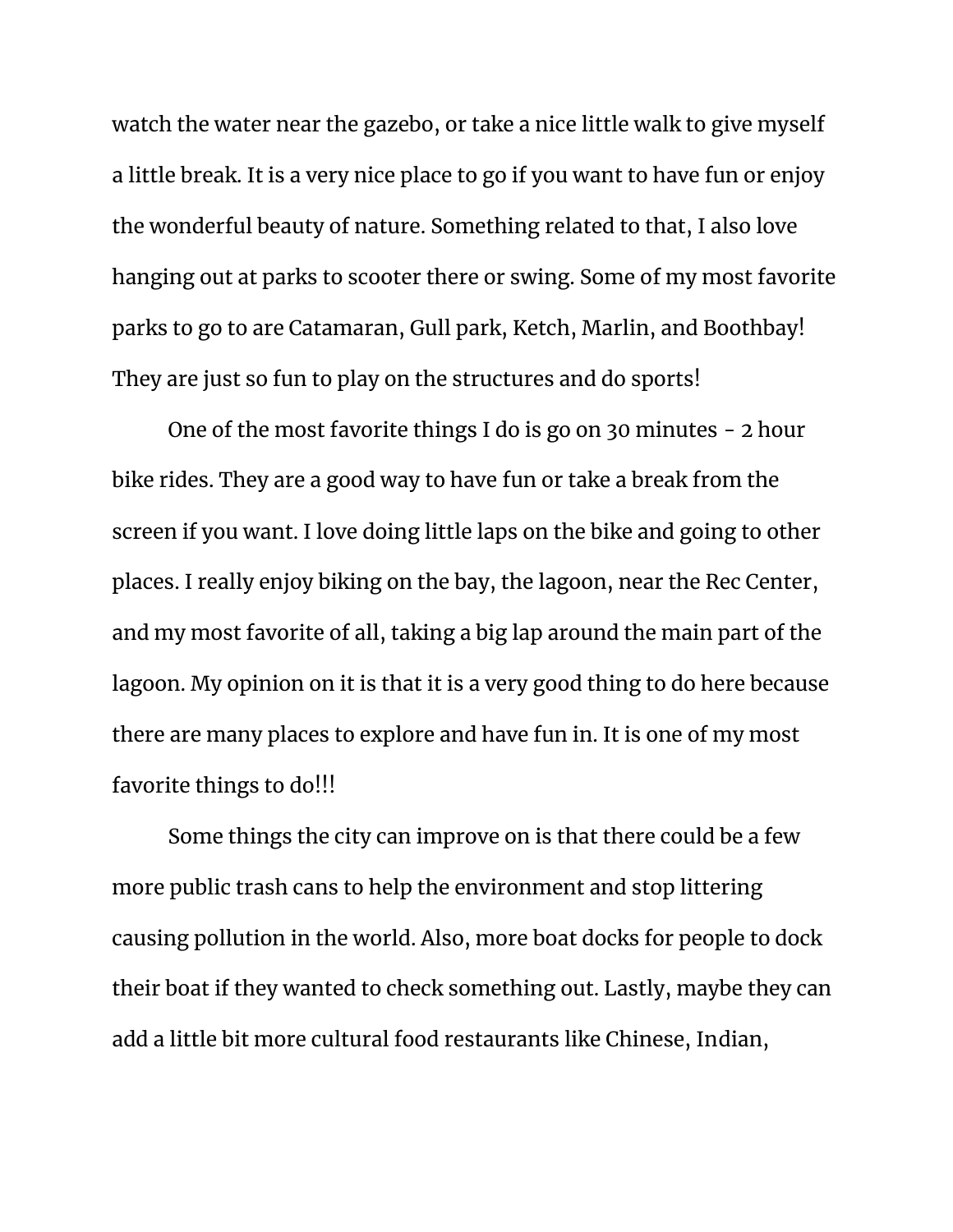watch the water near the gazebo, or take a nice little walk to give myself a little break. It is a very nice place to go if you want to have fun or enjoy the wonderful beauty of nature. Something related to that, I also love hanging out at parks to scooter there or swing. Some of my most favorite parks to go to are Catamaran, Gull park, Ketch, Marlin, and Boothbay! They are just so fun to play on the structures and do sports!

One of the most favorite things I do is go on 30 minutes - 2 hour bike rides. They are a good way to have fun or take a break from the screen if you want. I love doing little laps on the bike and going to other places. I really enjoy biking on the bay, the lagoon, near the Rec Center, and my most favorite of all, taking a big lap around the main part of the lagoon. My opinion on it is that it is a very good thing to do here because there are many places to explore and have fun in. It is one of my most favorite things to do!!!

Some things the city can improve on is that there could be a few more public trash cans to help the environment and stop littering causing pollution in the world. Also, more boat docks for people to dock their boat if they wanted to check something out. Lastly, maybe they can add a little bit more cultural food restaurants like Chinese, Indian,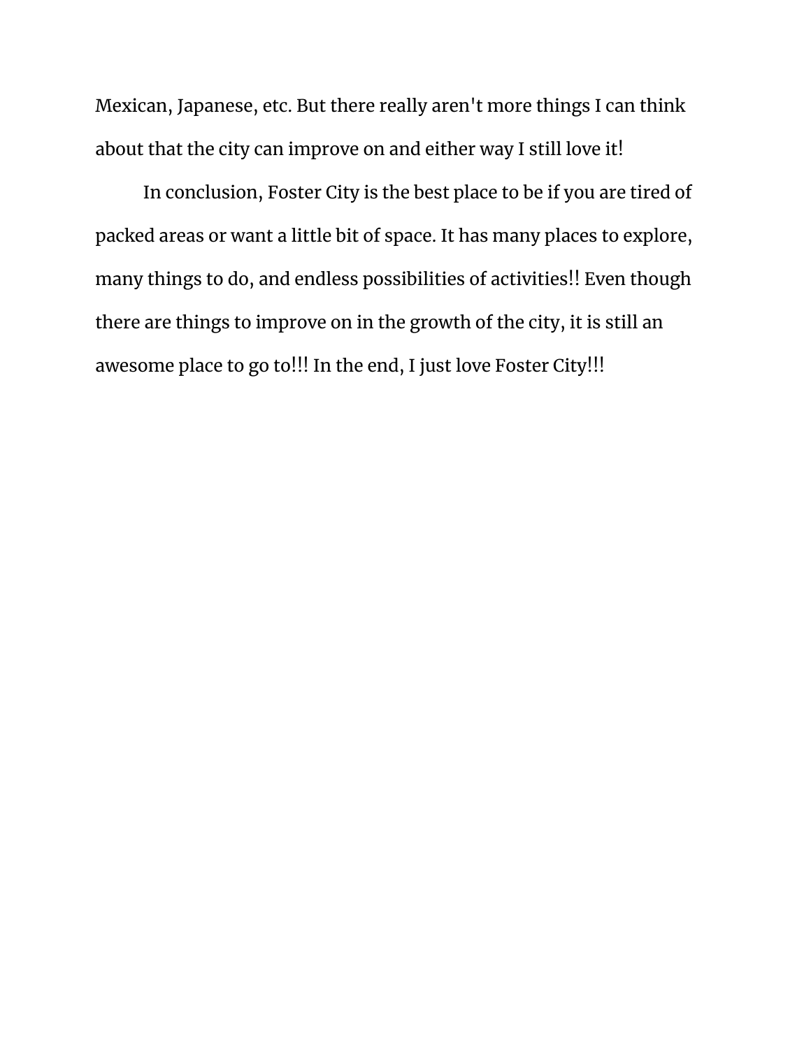Mexican, Japanese, etc. But there really aren't more things I can think about that the city can improve on and either way I still love it!

In conclusion, Foster City is the best place to be if you are tired of packed areas or want a little bit of space. It has many places to explore, many things to do, and endless possibilities of activities!! Even though there are things to improve on in the growth of the city, it is still an awesome place to go to!!! In the end, I just love Foster City!!!